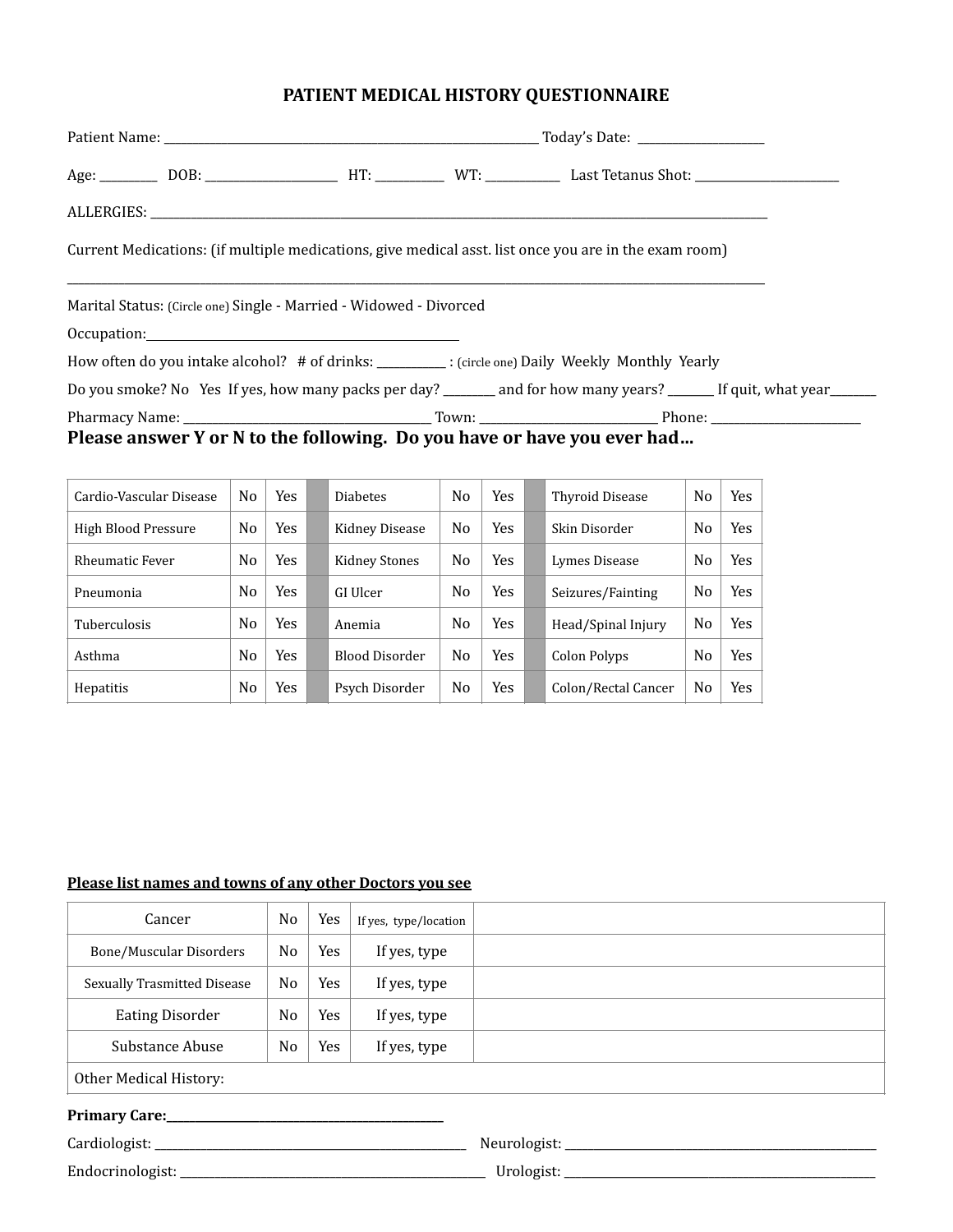# PATIENT MEDICAL HISTORY QUESTIONNAIRE

Patient Name: ______________________________________________ Today's Date: _______________

Age: ________ DOB: ____________________ HT: __________ WT: ___________ Last Tetanus Shot: ______________________

ALLERGIES: ____________________________________________________________________________________________

Current Medications: (if multiple medications, give medical asst. list once you are in the exam room)

____________________________________________________________________________________________________

Marital Status: (Circle one) Single - Married - Widowed - Divorced

Occupation:_____________________________________________

How often do you intake alcohol? # of drinks: __________ : (circle one) Daily Weekly Monthly Yearly

Do you smoke? No Yes If yes, how many packs per day? ________ and for how many years? _______ If quit, what year_______

Pharmacy Name: ____________________________________ Town: __________________________ Phone: ______________________

**Please answer Y or N to the following. Do you have or have you ever had…**

| | | | | | | | | | | |
|---|---|---|---|---|---|---|---|---|---|---|
| Cardio-Vascular Disease | No | Yes | | Diabetes | No | Yes | | Thyroid Disease | No | Yes |
| High Blood Pressure | No | Yes | | Kidney Disease | No | Yes | | Skin Disorder | No | Yes |
| Rheumatic Fever | No | Yes | | Kidney Stones | No | Yes | | Lymes Disease | No | Yes |
| Pneumonia | No | Yes | | GI Ulcer | No | Yes | | Seizures/Fainting | No | Yes |
| Tuberculosis | No | Yes | | Anemia | No | Yes | | Head/Spinal Injury | No | Yes |
| Asthma | No | Yes | | Blood Disorder | No | Yes | | Colon Polyps | No | Yes |
| Hepatitis | No | Yes | | Psych Disorder | No | Yes | | Colon/Rectal Cancer | No | Yes |

| | | | | |
|---|---|---|---|---|
| Cancer | No | Yes | If yes, type/location | |
| Bone/Muscular Disorders | No | Yes | If yes, type | |
| Sexually Trasmitted Disease | No | Yes | If yes, type | |
| Eating Disorder | No | Yes | If yes, type | |
| Substance Abuse | No | Yes | If yes, type | |
| Other Medical History: | | | | |

**Please list names and towns of any other Doctors you see**

**Primary Care:**_____________________________________

Cardiologist: ________________________________________ Neurologist: ________________________________________

Endocrinologist: _____________________________________ Urologist: __________________________________________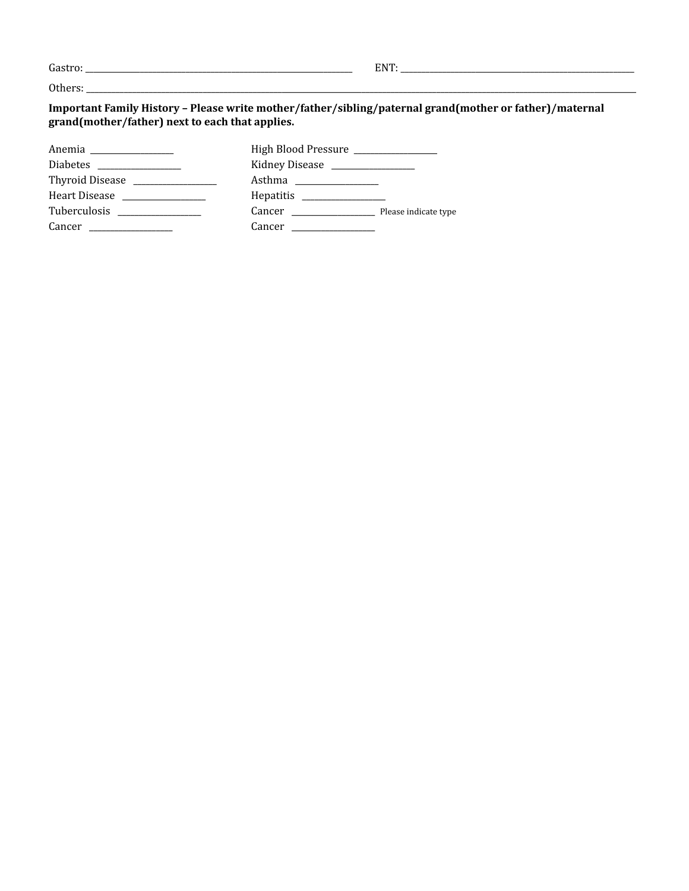Gastro: ______________________________________________ ENT: ______________________________________________

Others: ________________________________________________________________________________________________

**Important Family History – Please write mother/father/sibling/paternal grand(mother or father)/maternal grand(mother/father) next to each that applies.**

Anemia ________________

Diabetes ________________

Thyroid Disease ________________

Heart Disease ________________

Tuberculosis ________________

Cancer ________________

High Blood Pressure ________________

Kidney Disease ________________

Asthma ________________

Hepatitis ________________

Cancer ________________ Please indicate type

Cancer ________________